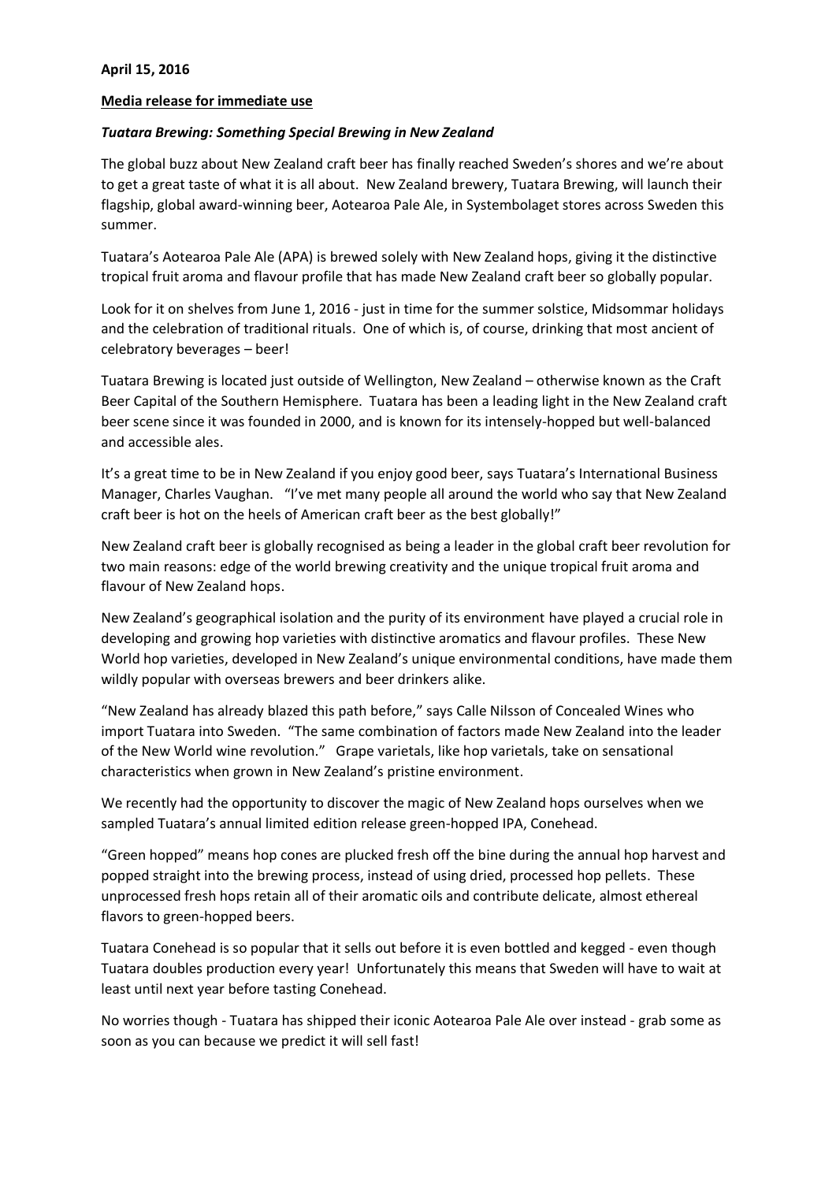**April 15, 2016**

**Media release for immediate use**

***Tuatara Brewing: Something Special Brewing in New Zealand***

The global buzz about New Zealand craft beer has finally reached Sweden's shores and we're about to get a great taste of what it is all about. New Zealand brewery, Tuatara Brewing, will launch their flagship, global award-winning beer, Aotearoa Pale Ale, in Systembolaget stores across Sweden this summer.

Tuatara's Aotearoa Pale Ale (APA) is brewed solely with New Zealand hops, giving it the distinctive tropical fruit aroma and flavour profile that has made New Zealand craft beer so globally popular.

Look for it on shelves from June 1, 2016 - just in time for the summer solstice, Midsommar holidays and the celebration of traditional rituals. One of which is, of course, drinking that most ancient of celebratory beverages – beer!

Tuatara Brewing is located just outside of Wellington, New Zealand – otherwise known as the Craft Beer Capital of the Southern Hemisphere. Tuatara has been a leading light in the New Zealand craft beer scene since it was founded in 2000, and is known for its intensely-hopped but well-balanced and accessible ales.

It's a great time to be in New Zealand if you enjoy good beer, says Tuatara's International Business Manager, Charles Vaughan. "I've met many people all around the world who say that New Zealand craft beer is hot on the heels of American craft beer as the best globally!"

New Zealand craft beer is globally recognised as being a leader in the global craft beer revolution for two main reasons: edge of the world brewing creativity and the unique tropical fruit aroma and flavour of New Zealand hops.

New Zealand's geographical isolation and the purity of its environment have played a crucial role in developing and growing hop varieties with distinctive aromatics and flavour profiles. These New World hop varieties, developed in New Zealand's unique environmental conditions, have made them wildly popular with overseas brewers and beer drinkers alike.

"New Zealand has already blazed this path before," says Calle Nilsson of Concealed Wines who import Tuatara into Sweden. "The same combination of factors made New Zealand into the leader of the New World wine revolution." Grape varietals, like hop varietals, take on sensational characteristics when grown in New Zealand's pristine environment.

We recently had the opportunity to discover the magic of New Zealand hops ourselves when we sampled Tuatara's annual limited edition release green-hopped IPA, Conehead.

"Green hopped" means hop cones are plucked fresh off the bine during the annual hop harvest and popped straight into the brewing process, instead of using dried, processed hop pellets. These unprocessed fresh hops retain all of their aromatic oils and contribute delicate, almost ethereal flavors to green-hopped beers.

Tuatara Conehead is so popular that it sells out before it is even bottled and kegged - even though Tuatara doubles production every year! Unfortunately this means that Sweden will have to wait at least until next year before tasting Conehead.

No worries though - Tuatara has shipped their iconic Aotearoa Pale Ale over instead - grab some as soon as you can because we predict it will sell fast!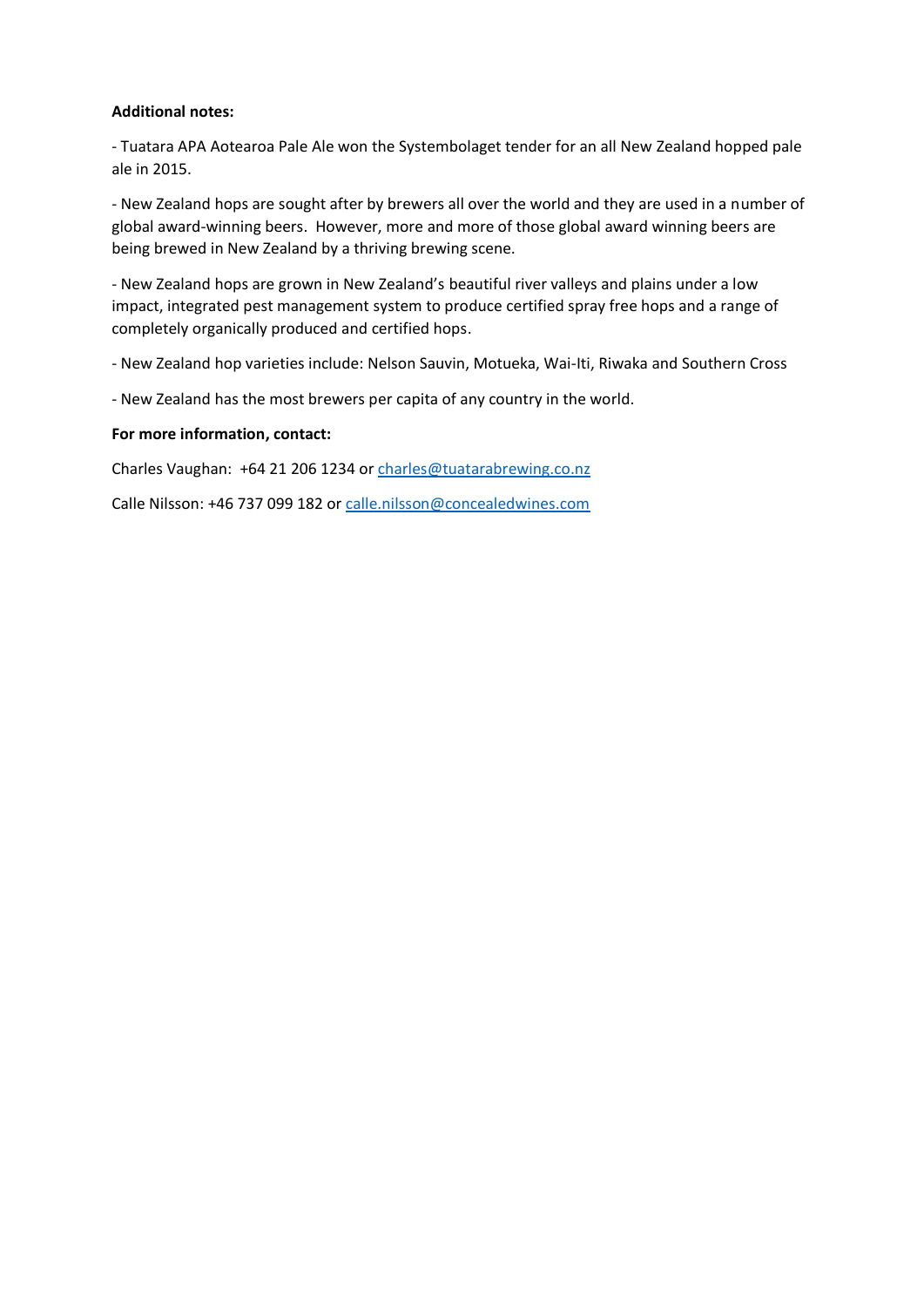**Additional notes:**

- Tuatara APA Aotearoa Pale Ale won the Systembolaget tender for an all New Zealand hopped pale ale in 2015.

- New Zealand hops are sought after by brewers all over the world and they are used in a number of global award-winning beers. However, more and more of those global award winning beers are being brewed in New Zealand by a thriving brewing scene.

- New Zealand hops are grown in New Zealand's beautiful river valleys and plains under a low impact, integrated pest management system to produce certified spray free hops and a range of completely organically produced and certified hops.

- New Zealand hop varieties include: Nelson Sauvin, Motueka, Wai-Iti, Riwaka and Southern Cross

- New Zealand has the most brewers per capita of any country in the world.

**For more information, contact:**

Charles Vaughan: +64 21 206 1234 or charles@tuatarabrewing.co.nz

Calle Nilsson: +46 737 099 182 or calle.nilsson@concealedwines.com